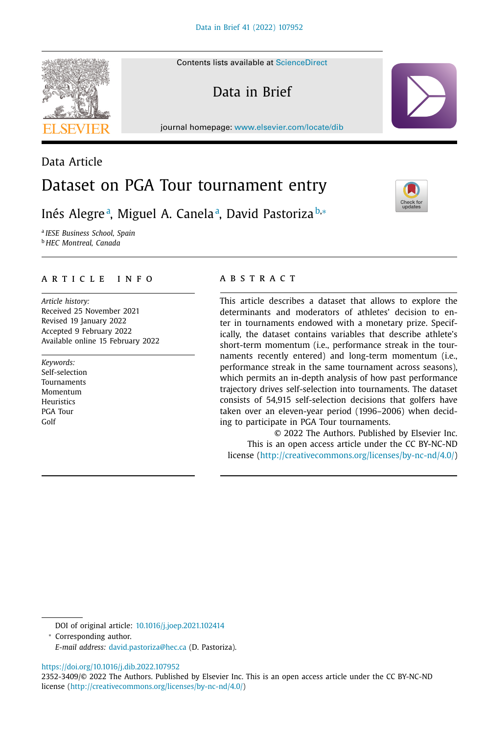Data Article

# Dataset on PGA Tour tournament entry

Inés Alegre[a], Miguel A. Canela[a], David Pastoriza[b,*]

[a] *IESE Business School, Spain*
[b] *HEC Montreal, Canada*

## ARTICLE INFO

*Article history:*
Received 25 November 2021
Revised 19 January 2022
Accepted 9 February 2022
Available online 15 February 2022

*Keywords:*
Self-selection
Tournaments
Momentum
Heuristics
PGA Tour
Golf

## ABSTRACT

This article describes a dataset that allows to explore the determinants and moderators of athletes' decision to enter in tournaments endowed with a monetary prize. Specifically, the dataset contains variables that describe athlete's short-term momentum (i.e., performance streak in the tournaments recently entered) and long-term momentum (i.e., performance streak in the same tournament across seasons), which permits an in-depth analysis of how past performance trajectory drives self-selection into tournaments. The dataset consists of 54,915 self-selection decisions that golfers have taken over an eleven-year period (1996–2006) when deciding to participate in PGA Tour tournaments.

© 2022 The Authors. Published by Elsevier Inc.
This is an open access article under the CC BY-NC-ND license (http://creativecommons.org/licenses/by-nc-nd/4.0/)

---

DOI of original article: 10.1016/j.joep.2021.102414

* Corresponding author.

*E-mail address:* david.pastoriza@hec.ca (D. Pastoriza).

https://doi.org/10.1016/j.dib.2022.107952
2352-3409/© 2022 The Authors. Published by Elsevier Inc. This is an open access article under the CC BY-NC-ND license (http://creativecommons.org/licenses/by-nc-nd/4.0/)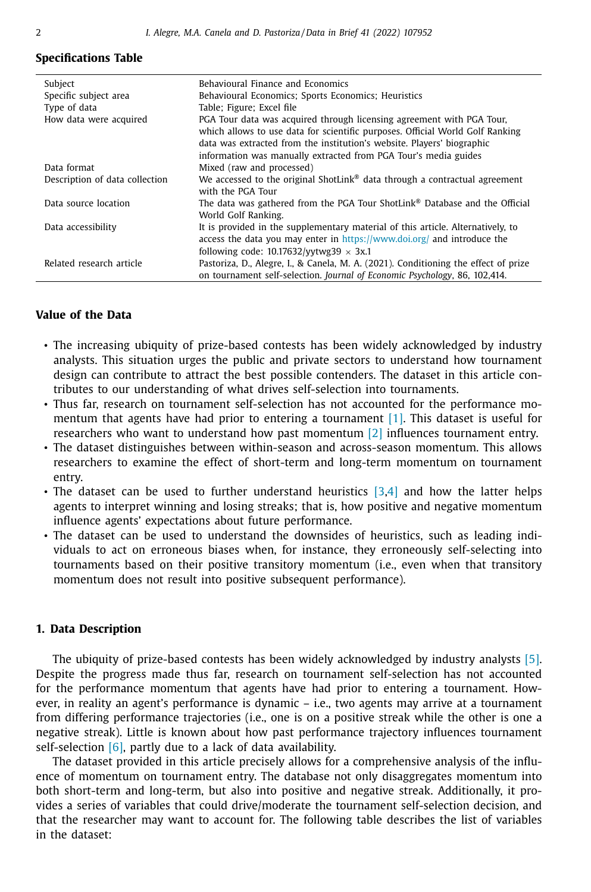## Specifications Table

| | |
|---|---|
| Subject | Behavioural Finance and Economics |
| Specific subject area | Behavioural Economics; Sports Economics; Heuristics |
| Type of data | Table; Figure; Excel file |
| How data were acquired | PGA Tour data was acquired through licensing agreement with PGA Tour, which allows to use data for scientific purposes. Official World Golf Ranking data was extracted from the institution's website. Players' biographic information was manually extracted from PGA Tour's media guides |
| Data format | Mixed (raw and processed) |
| Description of data collection | We accessed to the original ShotLink® data through a contractual agreement with the PGA Tour |
| Data source location | The data was gathered from the PGA Tour ShotLink® Database and the Official World Golf Ranking. |
| Data accessibility | It is provided in the supplementary material of this article. Alternatively, to access the data you may enter in https://www.doi.org/ and introduce the following code: 10.17632/yytwg39 × 3x.1 |
| Related research article | Pastoriza, D., Alegre, I., & Canela, M. A. (2021). Conditioning the effect of prize on tournament self-selection. *Journal of Economic Psychology*, 86, 102,414. |

## Value of the Data

- The increasing ubiquity of prize-based contests has been widely acknowledged by industry analysts. This situation urges the public and private sectors to understand how tournament design can contribute to attract the best possible contenders. The dataset in this article contributes to our understanding of what drives self-selection into tournaments.
- Thus far, research on tournament self-selection has not accounted for the performance momentum that agents have had prior to entering a tournament [1]. This dataset is useful for researchers who want to understand how past momentum [2] influences tournament entry.
- The dataset distinguishes between within-season and across-season momentum. This allows researchers to examine the effect of short-term and long-term momentum on tournament entry.
- The dataset can be used to further understand heuristics [3,4] and how the latter helps agents to interpret winning and losing streaks; that is, how positive and negative momentum influence agents' expectations about future performance.
- The dataset can be used to understand the downsides of heuristics, such as leading individuals to act on erroneous biases when, for instance, they erroneously self-selecting into tournaments based on their positive transitory momentum (i.e., even when that transitory momentum does not result into positive subsequent performance).

## 1. Data Description

The ubiquity of prize-based contests has been widely acknowledged by industry analysts [5]. Despite the progress made thus far, research on tournament self-selection has not accounted for the performance momentum that agents have had prior to entering a tournament. However, in reality an agent's performance is dynamic – i.e., two agents may arrive at a tournament from differing performance trajectories (i.e., one is on a positive streak while the other is one a negative streak). Little is known about how past performance trajectory influences tournament self-selection [6], partly due to a lack of data availability.

The dataset provided in this article precisely allows for a comprehensive analysis of the influence of momentum on tournament entry. The database not only disaggregates momentum into both short-term and long-term, but also into positive and negative streak. Additionally, it provides a series of variables that could drive/moderate the tournament self-selection decision, and that the researcher may want to account for. The following table describes the list of variables in the dataset: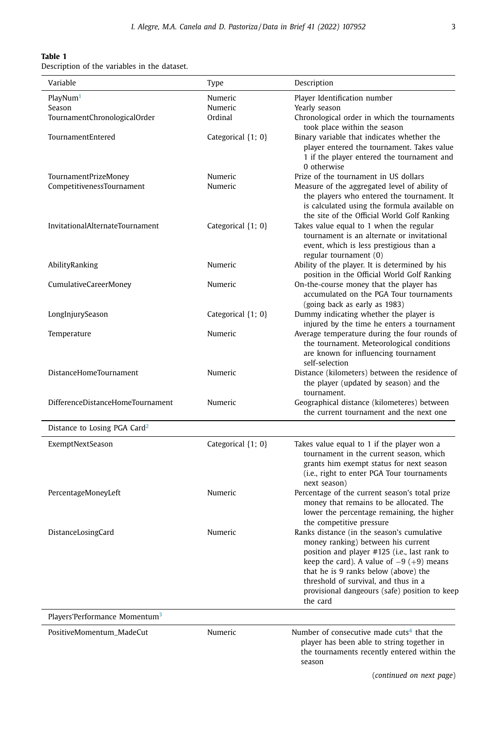**Table 1**
Description of the variables in the dataset.

| Variable | Type | Description |
|---|---|---|
| PlayNum[1] | Numeric | Player Identification number |
| Season | Numeric | Yearly season |
| TournamentChronologicalOrder | Ordinal | Chronological order in which the tournaments took place within the season |
| TournamentEntered | Categorical {1; 0} | Binary variable that indicates whether the player entered the tournament. Takes value 1 if the player entered the tournament and 0 otherwise |
| TournamentPrizeMoney | Numeric | Prize of the tournament in US dollars |
| CompetitivenessTournament | Numeric | Measure of the aggregated level of ability of the players who entered the tournament. It is calculated using the formula available on the site of the Official World Golf Ranking |
| InvitationalAlternateTournament | Categorical {1; 0} | Takes value equal to 1 when the regular tournament is an alternate or invitational event, which is less prestigious than a regular tournament (0) |
| AbilityRanking | Numeric | Ability of the player. It is determined by his position in the Official World Golf Ranking |
| CumulativeCareerMoney | Numeric | On-the-course money that the player has accumulated on the PGA Tour tournaments (going back as early as 1983) |
| LongInjurySeason | Categorical {1; 0} | Dummy indicating whether the player is injured by the time he enters a tournament |
| Temperature | Numeric | Average temperature during the four rounds of the tournament. Meteorological conditions are known for influencing tournament self-selection |
| DistanceHomeTournament | Numeric | Distance (kilometers) between the residence of the player (updated by season) and the tournament. |
| DifferenceDistanceHomeTournament | Numeric | Geographical distance (kilometeres) between the current tournament and the next one |
| Distance to Losing PGA Card[2] | | |
| ExemptNextSeason | Categorical {1; 0} | Takes value equal to 1 if the player won a tournament in the current season, which grants him exempt status for next season (i.e., right to enter PGA Tour tournaments next season) |
| PercentageMoneyLeft | Numeric | Percentage of the current season's total prize money that remains to be allocated. The lower the percentage remaining, the higher the competitive pressure |
| DistanceLosingCard | Numeric | Ranks distance (in the season's cumulative money ranking) between his current position and player #125 (i.e., last rank to keep the card). A value of −9 (+9) means that he is 9 ranks below (above) the threshold of survival, and thus in a provisional dangeours (safe) position to keep the card |
| Players'Performance Momentum[3] | | |
| PositiveMomentum_MadeCut | Numeric | Number of consecutive made cuts[4] that the player has been able to string together in the tournaments recently entered within the season |

(*continued on next page*)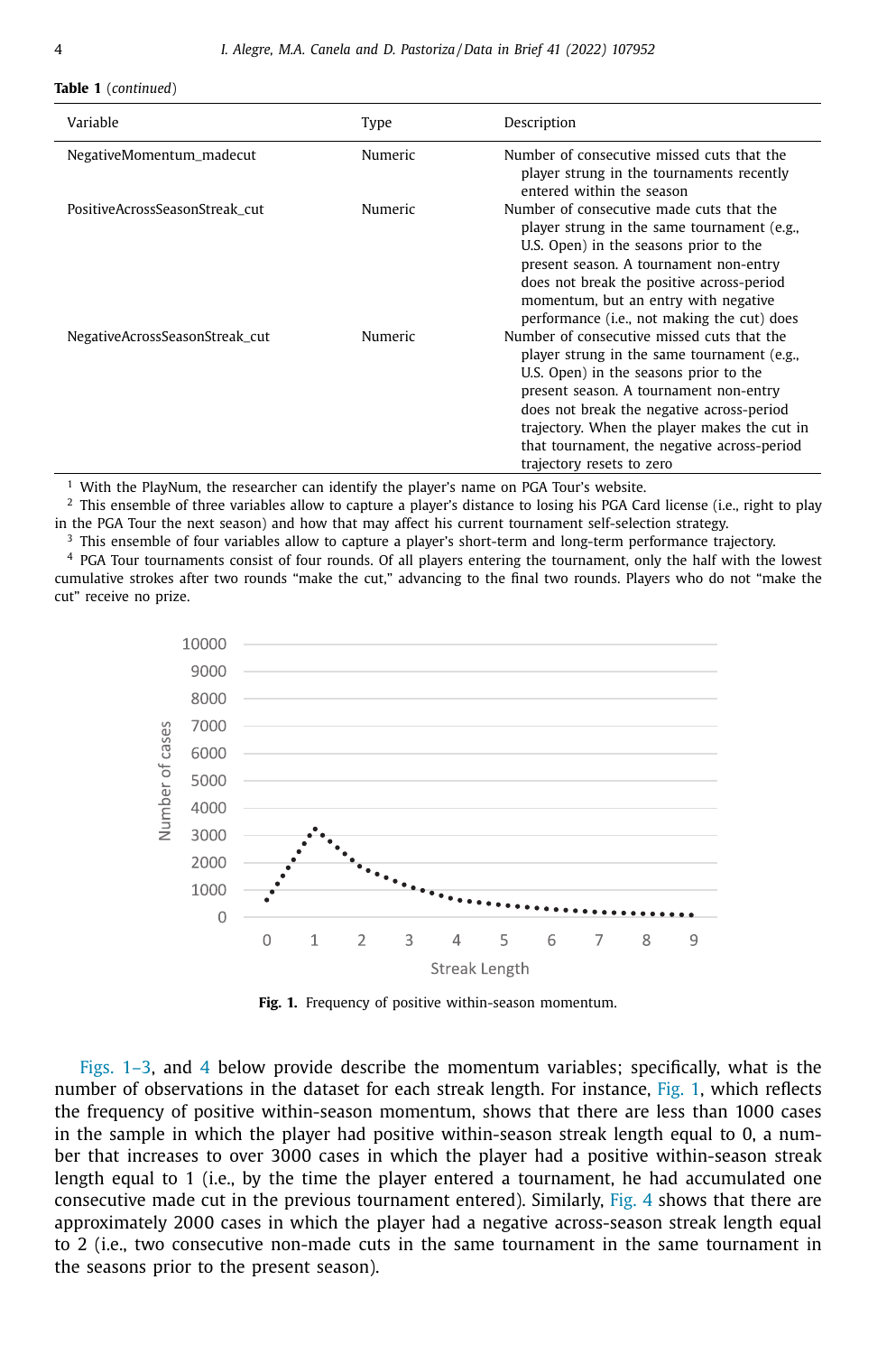**Table 1** (*continued*)

| Variable | Type | Description |
| --- | --- | --- |
| NegativeMomentum_madecut | Numeric | Number of consecutive missed cuts that the player strung in the tournaments recently entered within the season |
| PositiveAcrossSeasonStreak_cut | Numeric | Number of consecutive made cuts that the player strung in the same tournament (e.g., U.S. Open) in the seasons prior to the present season. A tournament non-entry does not break the positive across-period momentum, but an entry with negative performance (i.e., not making the cut) does |
| NegativeAcrossSeasonStreak_cut | Numeric | Number of consecutive missed cuts that the player strung in the same tournament (e.g., U.S. Open) in the seasons prior to the present season. A tournament non-entry does not break the negative across-period trajectory. When the player makes the cut in that tournament, the negative across-period trajectory resets to zero |

[1] With the PlayNum, the researcher can identify the player's name on PGA Tour's website.

[2] This ensemble of three variables allow to capture a player's distance to losing his PGA Card license (i.e., right to play in the PGA Tour the next season) and how that may affect his current tournament self-selection strategy.

[3] This ensemble of four variables allow to capture a player's short-term and long-term performance trajectory.

[4] PGA Tour tournaments consist of four rounds. Of all players entering the tournament, only the half with the lowest cumulative strokes after two rounds "make the cut," advancing to the final two rounds. Players who do not "make the cut" receive no prize.

**Fig. 1.** Frequency of positive within-season momentum.

Figs. 1–3, and 4 below provide describe the momentum variables; specifically, what is the number of observations in the dataset for each streak length. For instance, Fig. 1, which reflects the frequency of positive within-season momentum, shows that there are less than 1000 cases in the sample in which the player had positive within-season streak length equal to 0, a number that increases to over 3000 cases in which the player had a positive within-season streak length equal to 1 (i.e., by the time the player entered a tournament, he had accumulated one consecutive made cut in the previous tournament entered). Similarly, Fig. 4 shows that there are approximately 2000 cases in which the player had a negative across-season streak length equal to 2 (i.e., two consecutive non-made cuts in the same tournament in the same tournament in the seasons prior to the present season).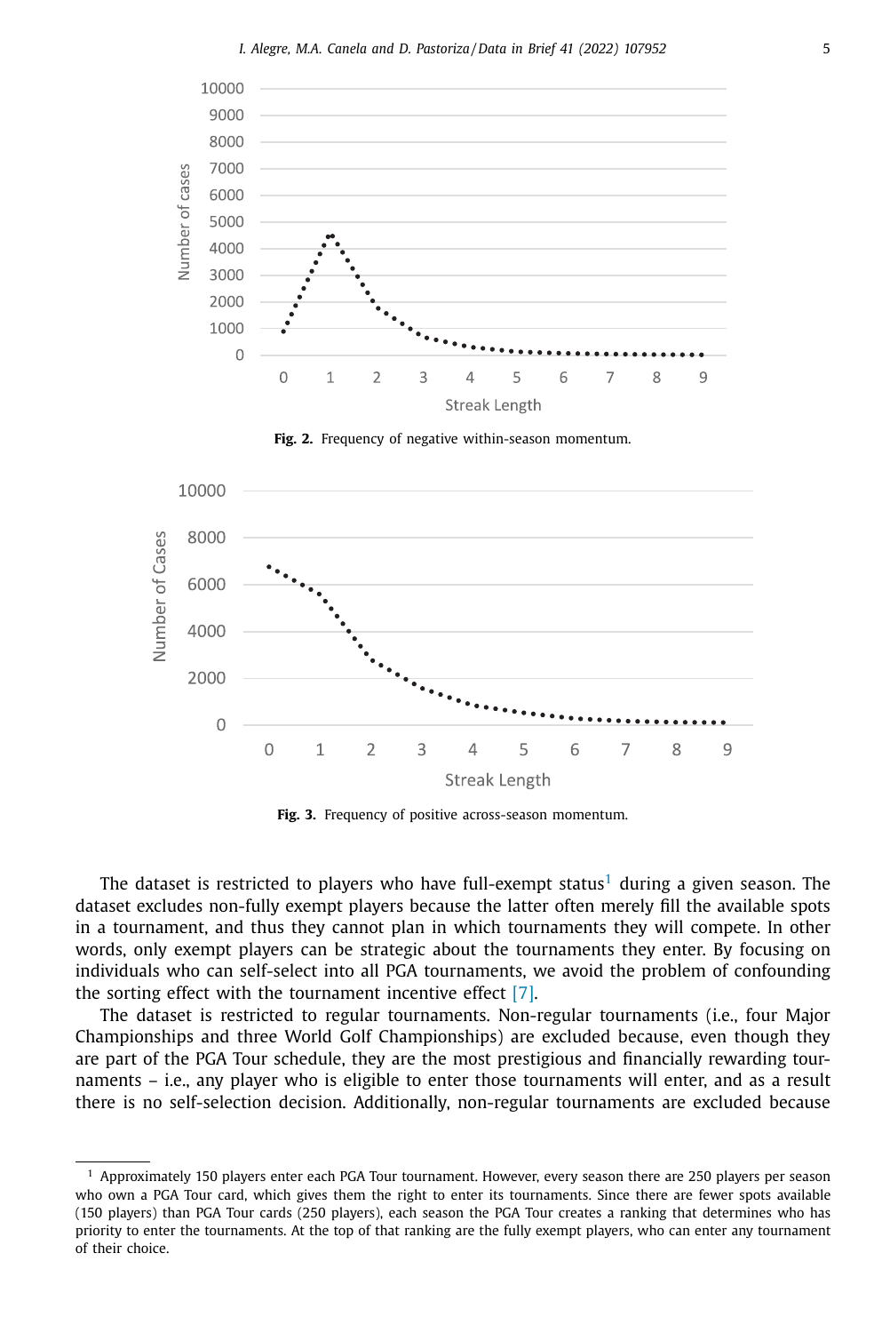Fig. 2. Frequency of negative within-season momentum.

Fig. 3. Frequency of positive across-season momentum.

The dataset is restricted to players who have full-exempt status[1] during a given season. The dataset excludes non-fully exempt players because the latter often merely fill the available spots in a tournament, and thus they cannot plan in which tournaments they will compete. In other words, only exempt players can be strategic about the tournaments they enter. By focusing on individuals who can self-select into all PGA tournaments, we avoid the problem of confounding the sorting effect with the tournament incentive effect [7].

The dataset is restricted to regular tournaments. Non-regular tournaments (i.e., four Major Championships and three World Golf Championships) are excluded because, even though they are part of the PGA Tour schedule, they are the most prestigious and financially rewarding tournaments – i.e., any player who is eligible to enter those tournaments will enter, and as a result there is no self-selection decision. Additionally, non-regular tournaments are excluded because

[1] Approximately 150 players enter each PGA Tour tournament. However, every season there are 250 players per season who own a PGA Tour card, which gives them the right to enter its tournaments. Since there are fewer spots available (150 players) than PGA Tour cards (250 players), each season the PGA Tour creates a ranking that determines who has priority to enter the tournaments. At the top of that ranking are the fully exempt players, who can enter any tournament of their choice.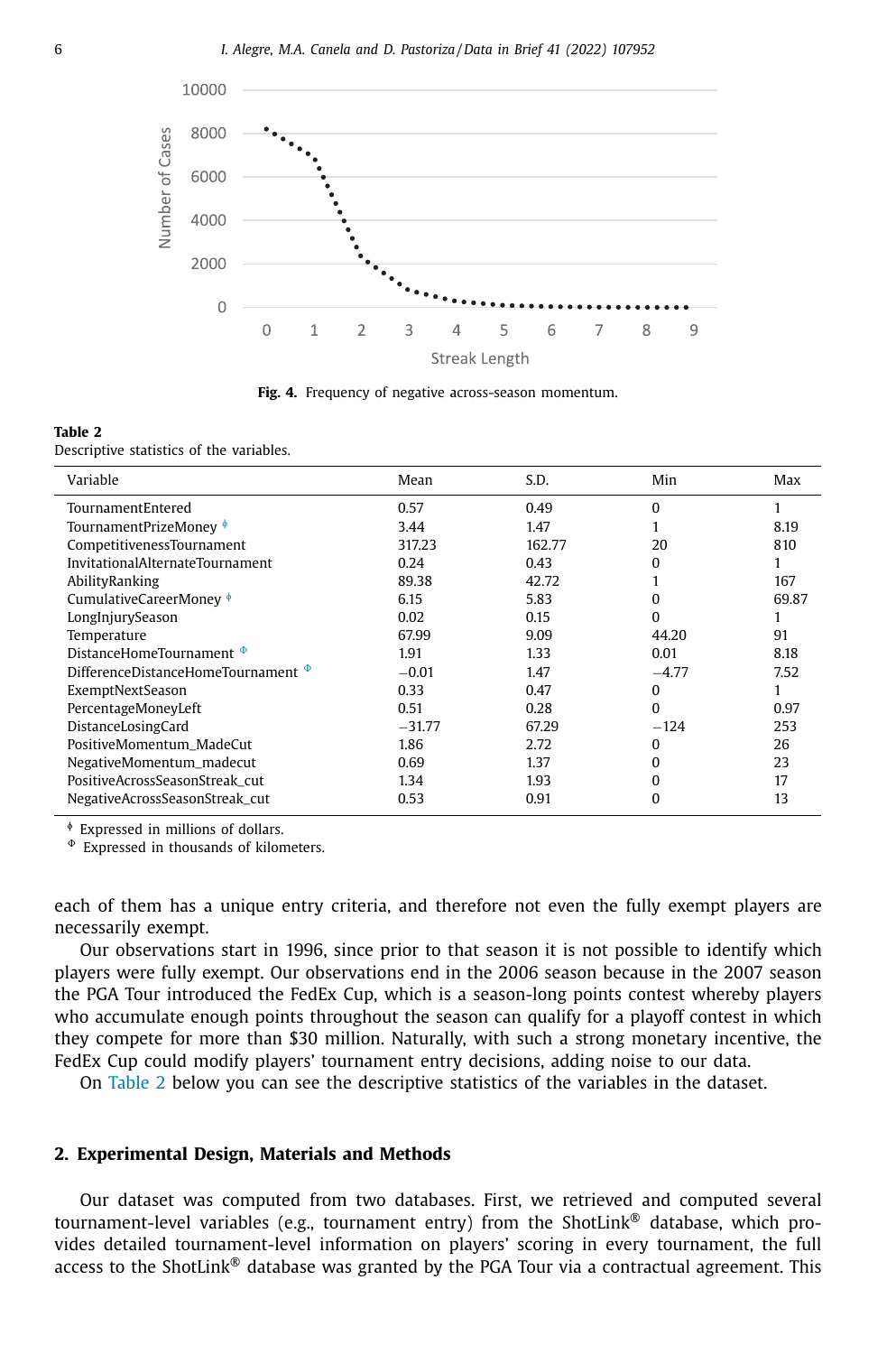Fig. 4. Frequency of negative across-season momentum.

**Table 2**
Descriptive statistics of the variables.

| Variable | Mean | S.D. | Min | Max |
|---|---|---|---|---|
| TournamentEntered | 0.57 | 0.49 | 0 | 1 |
| TournamentPrizeMoney [ϕ] | 3.44 | 1.47 | 1 | 8.19 |
| CompetitivenessTournament | 317.23 | 162.77 | 20 | 810 |
| InvitationalAlternateTournament | 0.24 | 0.43 | 0 | 1 |
| AbilityRanking | 89.38 | 42.72 | 1 | 167 |
| CumulativeCareerMoney [ϕ] | 6.15 | 5.83 | 0 | 69.87 |
| LongInjurySeason | 0.02 | 0.15 | 0 | 1 |
| Temperature | 67.99 | 9.09 | 44.20 | 91 |
| DistanceHomeTournament [Φ] | 1.91 | 1.33 | 0.01 | 8.18 |
| DifferenceDistanceHomeTournament [Φ] | −0.01 | 1.47 | −4.77 | 7.52 |
| ExemptNextSeason | 0.33 | 0.47 | 0 | 1 |
| PercentageMoneyLeft | 0.51 | 0.28 | 0 | 0.97 |
| DistanceLosingCard | −31.77 | 67.29 | −124 | 253 |
| PositiveMomentum_MadeCut | 1.86 | 2.72 | 0 | 26 |
| NegativeMomentum_madecut | 0.69 | 1.37 | 0 | 23 |
| PositiveAcrossSeasonStreak_cut | 1.34 | 1.93 | 0 | 17 |
| NegativeAcrossSeasonStreak_cut | 0.53 | 0.91 | 0 | 13 |

[ϕ] Expressed in millions of dollars.
[Φ] Expressed in thousands of kilometers.

each of them has a unique entry criteria, and therefore not even the fully exempt players are necessarily exempt.

Our observations start in 1996, since prior to that season it is not possible to identify which players were fully exempt. Our observations end in the 2006 season because in the 2007 season the PGA Tour introduced the FedEx Cup, which is a season-long points contest whereby players who accumulate enough points throughout the season can qualify for a playoff contest in which they compete for more than $30 million. Naturally, with such a strong monetary incentive, the FedEx Cup could modify players' tournament entry decisions, adding noise to our data.

On Table 2 below you can see the descriptive statistics of the variables in the dataset.

## 2. Experimental Design, Materials and Methods

Our dataset was computed from two databases. First, we retrieved and computed several tournament-level variables (e.g., tournament entry) from the ShotLink® database, which provides detailed tournament-level information on players' scoring in every tournament, the full access to the ShotLink® database was granted by the PGA Tour via a contractual agreement. This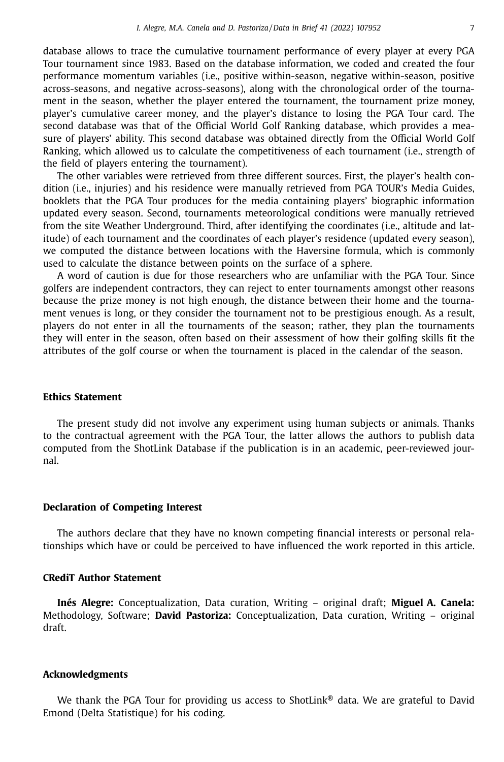database allows to trace the cumulative tournament performance of every player at every PGA Tour tournament since 1983. Based on the database information, we coded and created the four performance momentum variables (i.e., positive within-season, negative within-season, positive across-seasons, and negative across-seasons), along with the chronological order of the tournament in the season, whether the player entered the tournament, the tournament prize money, player's cumulative career money, and the player's distance to losing the PGA Tour card. The second database was that of the Official World Golf Ranking database, which provides a measure of players' ability. This second database was obtained directly from the Official World Golf Ranking, which allowed us to calculate the competitiveness of each tournament (i.e., strength of the field of players entering the tournament).

The other variables were retrieved from three different sources. First, the player's health condition (i.e., injuries) and his residence were manually retrieved from PGA TOUR's Media Guides, booklets that the PGA Tour produces for the media containing players' biographic information updated every season. Second, tournaments meteorological conditions were manually retrieved from the site Weather Underground. Third, after identifying the coordinates (i.e., altitude and latitude) of each tournament and the coordinates of each player's residence (updated every season), we computed the distance between locations with the Haversine formula, which is commonly used to calculate the distance between points on the surface of a sphere.

A word of caution is due for those researchers who are unfamiliar with the PGA Tour. Since golfers are independent contractors, they can reject to enter tournaments amongst other reasons because the prize money is not high enough, the distance between their home and the tournament venues is long, or they consider the tournament not to be prestigious enough. As a result, players do not enter in all the tournaments of the season; rather, they plan the tournaments they will enter in the season, often based on their assessment of how their golfing skills fit the attributes of the golf course or when the tournament is placed in the calendar of the season.

## Ethics Statement

The present study did not involve any experiment using human subjects or animals. Thanks to the contractual agreement with the PGA Tour, the latter allows the authors to publish data computed from the ShotLink Database if the publication is in an academic, peer-reviewed journal.

## Declaration of Competing Interest

The authors declare that they have no known competing financial interests or personal relationships which have or could be perceived to have influenced the work reported in this article.

## CRediT Author Statement

**Inés Alegre:** Conceptualization, Data curation, Writing – original draft; **Miguel A. Canela:** Methodology, Software; **David Pastoriza:** Conceptualization, Data curation, Writing – original draft.

## Acknowledgments

We thank the PGA Tour for providing us access to ShotLink® data. We are grateful to David Emond (Delta Statistique) for his coding.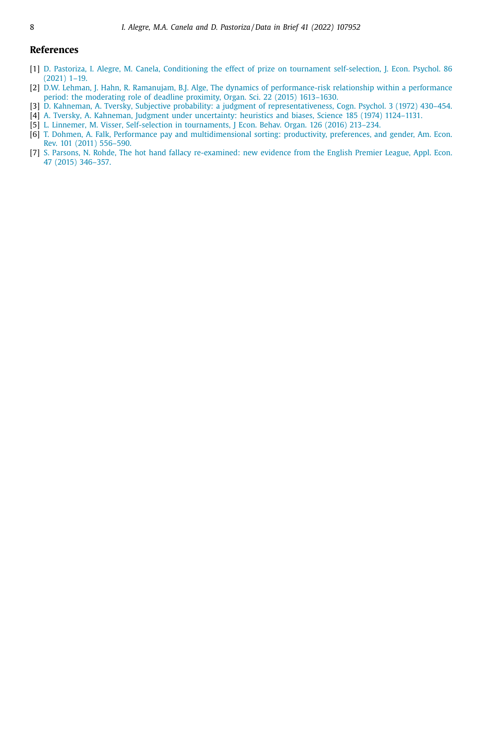## References

[1] D. Pastoriza, I. Alegre, M. Canela, Conditioning the effect of prize on tournament self-selection, J. Econ. Psychol. 86 (2021) 1–19.

[2] D.W. Lehman, J. Hahn, R. Ramanujam, B.J. Alge, The dynamics of performance-risk relationship within a performance period: the moderating role of deadline proximity, Organ. Sci. 22 (2015) 1613–1630.

[3] D. Kahneman, A. Tversky, Subjective probability: a judgment of representativeness, Cogn. Psychol. 3 (1972) 430–454.

[4] A. Tversky, A. Kahneman, Judgment under uncertainty: heuristics and biases, Science 185 (1974) 1124–1131.

[5] L. Linnemer, M. Visser, Self-selection in tournaments, J Econ. Behav. Organ. 126 (2016) 213–234.

[6] T. Dohmen, A. Falk, Performance pay and multidimensional sorting: productivity, preferences, and gender, Am. Econ. Rev. 101 (2011) 556–590.

[7] S. Parsons, N. Rohde, The hot hand fallacy re-examined: new evidence from the English Premier League, Appl. Econ. 47 (2015) 346–357.